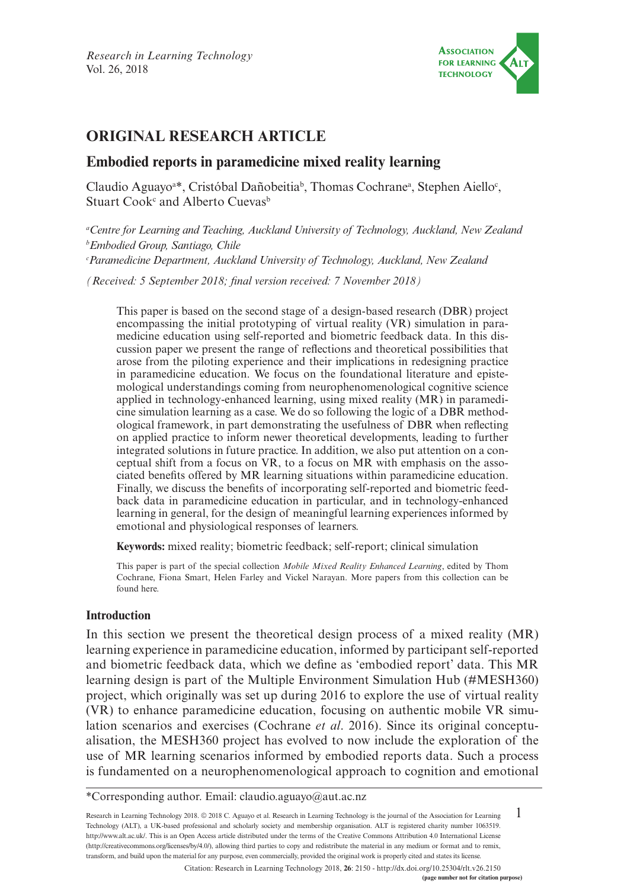## ORIGINAL RESEARCH ARTICLE

# Embodied reports in paramedicine mixed reality learning

Claudio Aguayo[a]*, Cristóbal Dañobeitia[b], Thomas Cochrane[a], Stephen Aiello[c], Stuart Cook[c] and Alberto Cuevas[b]

[a]*Centre for Learning and Teaching, Auckland University of Technology, Auckland, New Zealand*
[b]*Embodied Group, Santiago, Chile*
[c]*Paramedicine Department, Auckland University of Technology, Auckland, New Zealand*

*(Received: 5 September 2018; final version received: 7 November 2018)*

This paper is based on the second stage of a design-based research (DBR) project encompassing the initial prototyping of virtual reality (VR) simulation in paramedicine education using self-reported and biometric feedback data. In this discussion paper we present the range of reflections and theoretical possibilities that arose from the piloting experience and their implications in redesigning practice in paramedicine education. We focus on the foundational literature and epistemological understandings coming from neurophenomenological cognitive science applied in technology-enhanced learning, using mixed reality (MR) in paramedicine simulation learning as a case. We do so following the logic of a DBR methodological framework, in part demonstrating the usefulness of DBR when reflecting on applied practice to inform newer theoretical developments, leading to further integrated solutions in future practice. In addition, we also put attention on a conceptual shift from a focus on VR, to a focus on MR with emphasis on the associated benefits offered by MR learning situations within paramedicine education. Finally, we discuss the benefits of incorporating self-reported and biometric feedback data in paramedicine education in particular, and in technology-enhanced learning in general, for the design of meaningful learning experiences informed by emotional and physiological responses of learners.

**Keywords:** mixed reality; biometric feedback; self-report; clinical simulation

This paper is part of the special collection *Mobile Mixed Reality Enhanced Learning*, edited by Thom Cochrane, Fiona Smart, Helen Farley and Vickel Narayan. More papers from this collection can be found here.

## Introduction

In this section we present the theoretical design process of a mixed reality (MR) learning experience in paramedicine education, informed by participant self-reported and biometric feedback data, which we define as 'embodied report' data. This MR learning design is part of the Multiple Environment Simulation Hub (#MESH360) project, which originally was set up during 2016 to explore the use of virtual reality (VR) to enhance paramedicine education, focusing on authentic mobile VR simulation scenarios and exercises (Cochrane *et al*. 2016). Since its original conceptualisation, the MESH360 project has evolved to now include the exploration of the use of MR learning scenarios informed by embodied reports data. Such a process is fundamented on a neurophenomenological approach to cognition and emotional

*Corresponding author. Email: claudio.aguayo@aut.ac.nz

Research in Learning Technology 2018. © 2018 C. Aguayo et al. Research in Learning Technology is the journal of the Association for Learning Technology (ALT), a UK-based professional and scholarly society and membership organisation. ALT is registered charity number 1063519. http://www.alt.ac.uk/. This is an Open Access article distributed under the terms of the Creative Commons Attribution 4.0 International License (http://creativecommons.org/licenses/by/4.0/), allowing third parties to copy and redistribute the material in any medium or format and to remix, transform, and build upon the material for any purpose, even commercially, provided the original work is properly cited and states its license.

Citation: Research in Learning Technology 2018, **26**: 2150 - http://dx.doi.org/10.25304/rlt.v26.2150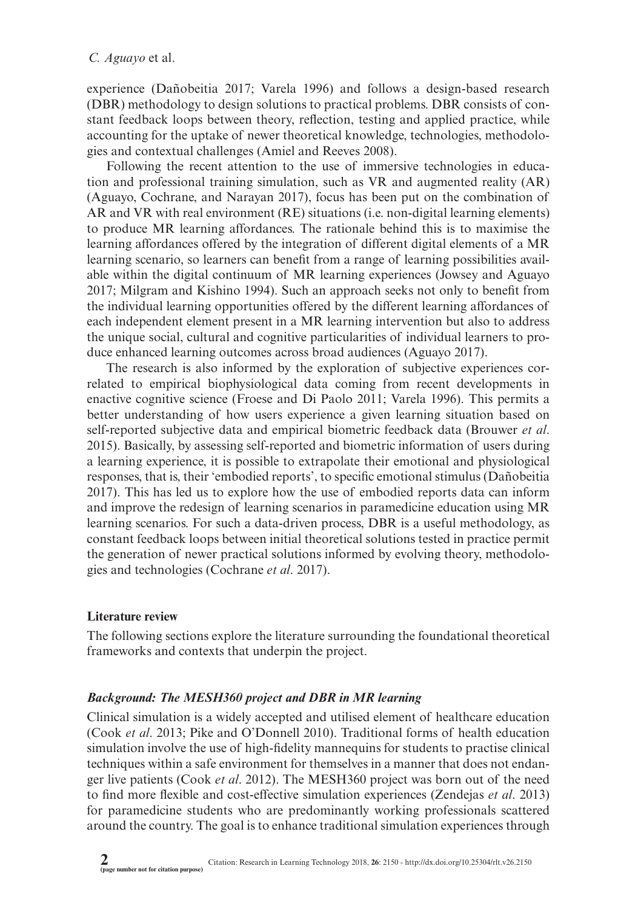experience (Dañobeitia 2017; Varela 1996) and follows a design-based research (DBR) methodology to design solutions to practical problems. DBR consists of constant feedback loops between theory, reflection, testing and applied practice, while accounting for the uptake of newer theoretical knowledge, technologies, methodologies and contextual challenges (Amiel and Reeves 2008).

Following the recent attention to the use of immersive technologies in education and professional training simulation, such as VR and augmented reality (AR) (Aguayo, Cochrane, and Narayan 2017), focus has been put on the combination of AR and VR with real environment (RE) situations (i.e. non-digital learning elements) to produce MR learning affordances. The rationale behind this is to maximise the learning affordances offered by the integration of different digital elements of a MR learning scenario, so learners can benefit from a range of learning possibilities available within the digital continuum of MR learning experiences (Jowsey and Aguayo 2017; Milgram and Kishino 1994). Such an approach seeks not only to benefit from the individual learning opportunities offered by the different learning affordances of each independent element present in a MR learning intervention but also to address the unique social, cultural and cognitive particularities of individual learners to produce enhanced learning outcomes across broad audiences (Aguayo 2017).

The research is also informed by the exploration of subjective experiences correlated to empirical biophysiological data coming from recent developments in enactive cognitive science (Froese and Di Paolo 2011; Varela 1996). This permits a better understanding of how users experience a given learning situation based on self-reported subjective data and empirical biometric feedback data (Brouwer *et al*. 2015). Basically, by assessing self-reported and biometric information of users during a learning experience, it is possible to extrapolate their emotional and physiological responses, that is, their 'embodied reports', to specific emotional stimulus (Dañobeitia 2017). This has led us to explore how the use of embodied reports data can inform and improve the redesign of learning scenarios in paramedicine education using MR learning scenarios. For such a data-driven process, DBR is a useful methodology, as constant feedback loops between initial theoretical solutions tested in practice permit the generation of newer practical solutions informed by evolving theory, methodologies and technologies (Cochrane *et al*. 2017).

## Literature review

The following sections explore the literature surrounding the foundational theoretical frameworks and contexts that underpin the project.

### *Background: The MESH360 project and DBR in MR learning*

Clinical simulation is a widely accepted and utilised element of healthcare education (Cook *et al*. 2013; Pike and O'Donnell 2010). Traditional forms of health education simulation involve the use of high-fidelity mannequins for students to practise clinical techniques within a safe environment for themselves in a manner that does not endanger live patients (Cook *et al*. 2012). The MESH360 project was born out of the need to find more flexible and cost-effective simulation experiences (Zendejas *et al*. 2013) for paramedicine students who are predominantly working professionals scattered around the country. The goal is to enhance traditional simulation experiences through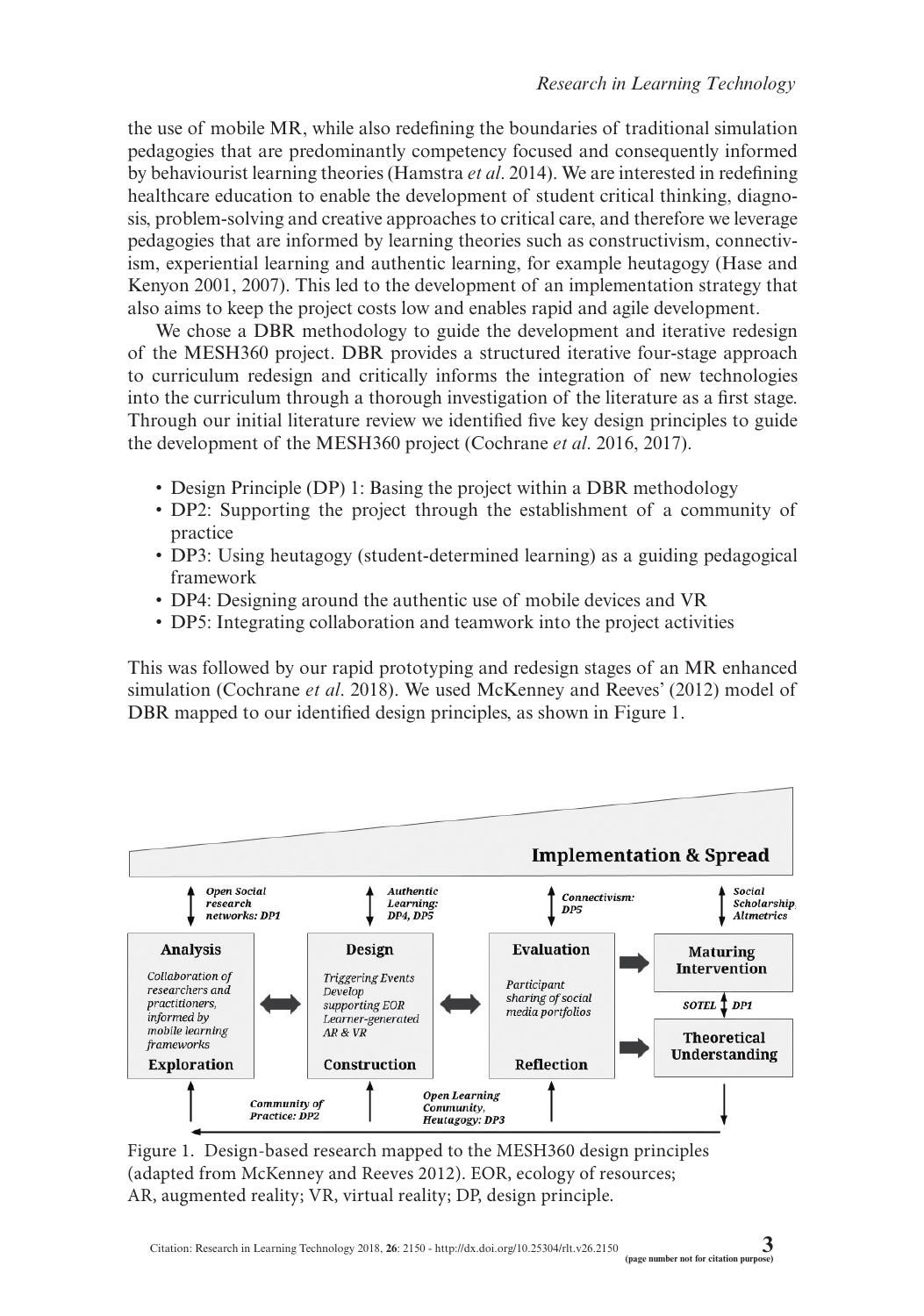the use of mobile MR, while also redefining the boundaries of traditional simulation pedagogies that are predominantly competency focused and consequently informed by behaviourist learning theories (Hamstra *et al*. 2014). We are interested in redefining healthcare education to enable the development of student critical thinking, diagnosis, problem-solving and creative approaches to critical care, and therefore we leverage pedagogies that are informed by learning theories such as constructivism, connectivism, experiential learning and authentic learning, for example heutagogy (Hase and Kenyon 2001, 2007). This led to the development of an implementation strategy that also aims to keep the project costs low and enables rapid and agile development.

We chose a DBR methodology to guide the development and iterative redesign of the MESH360 project. DBR provides a structured iterative four-stage approach to curriculum redesign and critically informs the integration of new technologies into the curriculum through a thorough investigation of the literature as a first stage. Through our initial literature review we identified five key design principles to guide the development of the MESH360 project (Cochrane *et al*. 2016, 2017).

- Design Principle (DP) 1: Basing the project within a DBR methodology
- DP2: Supporting the project through the establishment of a community of practice
- DP3: Using heutagogy (student-determined learning) as a guiding pedagogical framework
- DP4: Designing around the authentic use of mobile devices and VR
- DP5: Integrating collaboration and teamwork into the project activities

This was followed by our rapid prototyping and redesign stages of an MR enhanced simulation (Cochrane *et al*. 2018). We used McKenney and Reeves' (2012) model of DBR mapped to our identified design principles, as shown in Figure 1.

Figure 1. Design-based research mapped to the MESH360 design principles (adapted from McKenney and Reeves 2012). EOR, ecology of resources; AR, augmented reality; VR, virtual reality; DP, design principle.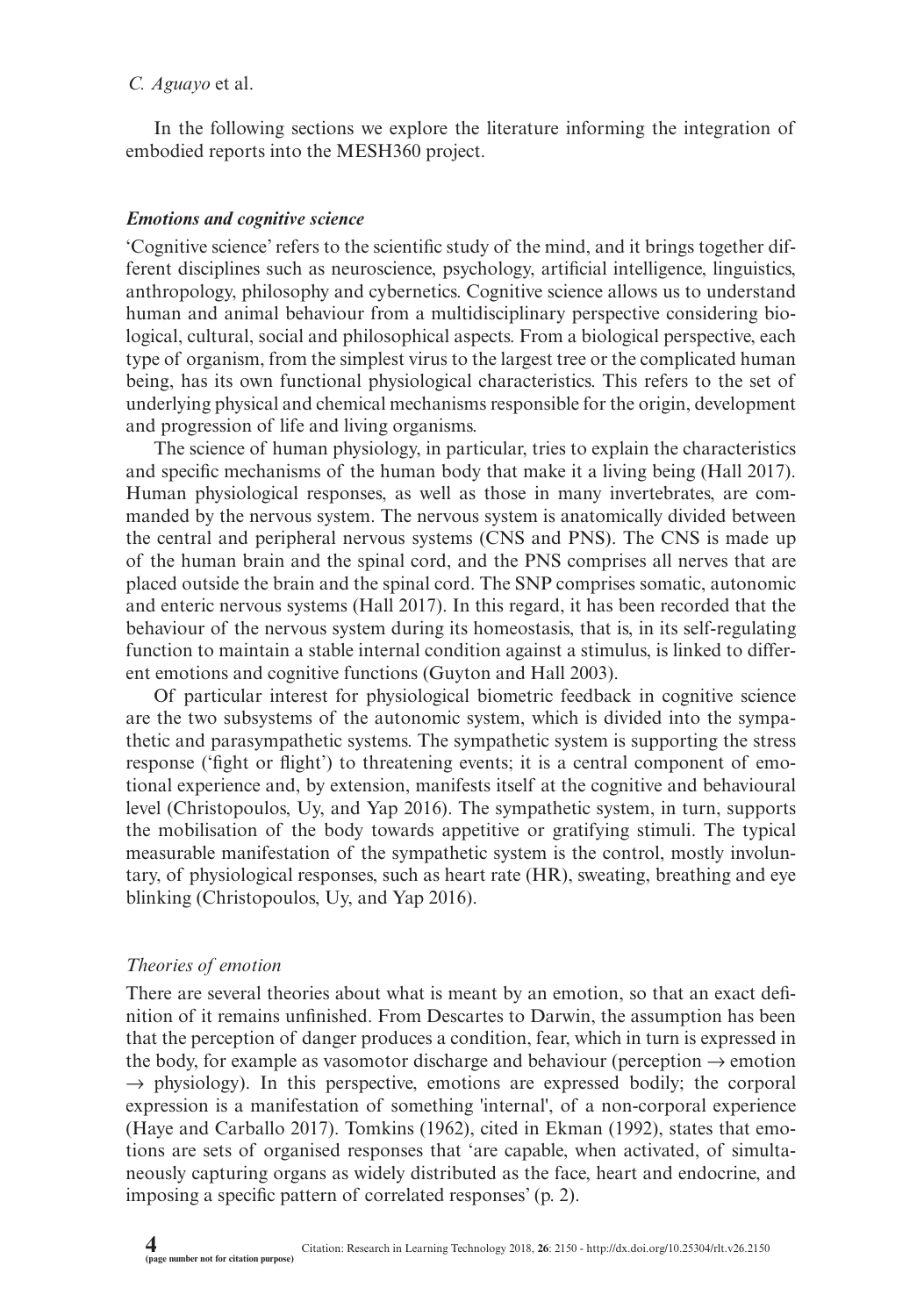In the following sections we explore the literature informing the integration of embodied reports into the MESH360 project.

### *Emotions and cognitive science*

'Cognitive science' refers to the scientific study of the mind, and it brings together different disciplines such as neuroscience, psychology, artificial intelligence, linguistics, anthropology, philosophy and cybernetics. Cognitive science allows us to understand human and animal behaviour from a multidisciplinary perspective considering biological, cultural, social and philosophical aspects. From a biological perspective, each type of organism, from the simplest virus to the largest tree or the complicated human being, has its own functional physiological characteristics. This refers to the set of underlying physical and chemical mechanisms responsible for the origin, development and progression of life and living organisms.

The science of human physiology, in particular, tries to explain the characteristics and specific mechanisms of the human body that make it a living being (Hall 2017). Human physiological responses, as well as those in many invertebrates, are commanded by the nervous system. The nervous system is anatomically divided between the central and peripheral nervous systems (CNS and PNS). The CNS is made up of the human brain and the spinal cord, and the PNS comprises all nerves that are placed outside the brain and the spinal cord. The SNP comprises somatic, autonomic and enteric nervous systems (Hall 2017). In this regard, it has been recorded that the behaviour of the nervous system during its homeostasis, that is, in its self-regulating function to maintain a stable internal condition against a stimulus, is linked to different emotions and cognitive functions (Guyton and Hall 2003).

Of particular interest for physiological biometric feedback in cognitive science are the two subsystems of the autonomic system, which is divided into the sympathetic and parasympathetic systems. The sympathetic system is supporting the stress response ('fight or flight') to threatening events; it is a central component of emotional experience and, by extension, manifests itself at the cognitive and behavioural level (Christopoulos, Uy, and Yap 2016). The sympathetic system, in turn, supports the mobilisation of the body towards appetitive or gratifying stimuli. The typical measurable manifestation of the sympathetic system is the control, mostly involuntary, of physiological responses, such as heart rate (HR), sweating, breathing and eye blinking (Christopoulos, Uy, and Yap 2016).

#### *Theories of emotion*

There are several theories about what is meant by an emotion, so that an exact definition of it remains unfinished. From Descartes to Darwin, the assumption has been that the perception of danger produces a condition, fear, which in turn is expressed in the body, for example as vasomotor discharge and behaviour (perception → emotion → physiology). In this perspective, emotions are expressed bodily; the corporal expression is a manifestation of something 'internal', of a non-corporal experience (Haye and Carballo 2017). Tomkins (1962), cited in Ekman (1992), states that emotions are sets of organised responses that 'are capable, when activated, of simultaneously capturing organs as widely distributed as the face, heart and endocrine, and imposing a specific pattern of correlated responses' (p. 2).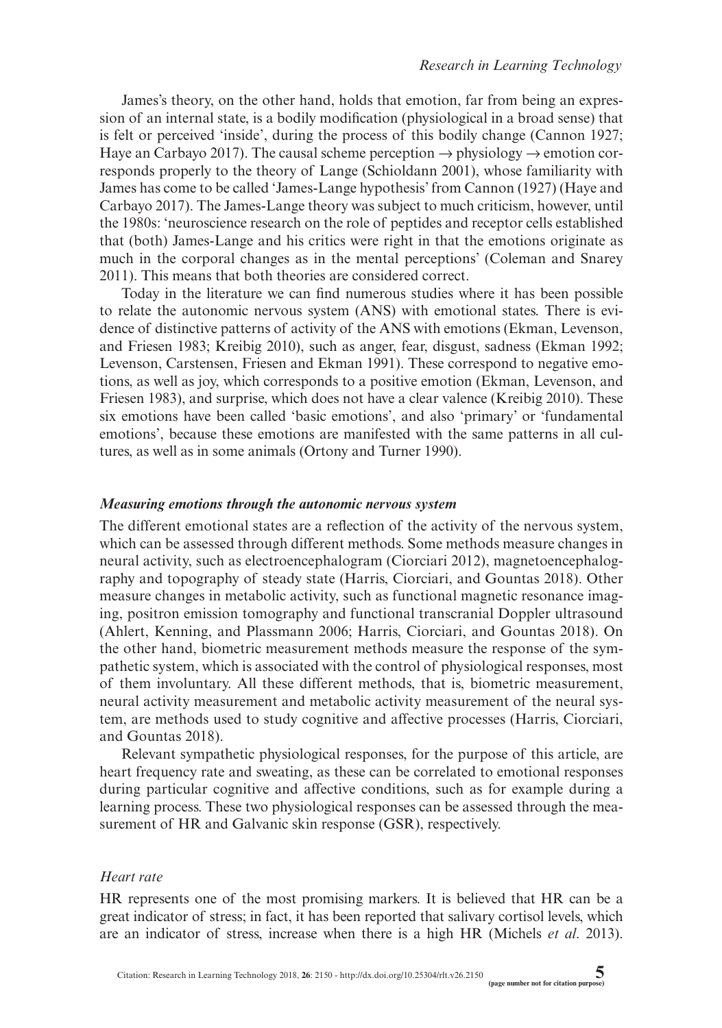James's theory, on the other hand, holds that emotion, far from being an expression of an internal state, is a bodily modification (physiological in a broad sense) that is felt or perceived 'inside', during the process of this bodily change (Cannon 1927; Haye an Carbayo 2017). The causal scheme perception → physiology → emotion corresponds properly to the theory of Lange (Schioldann 2001), whose familiarity with James has come to be called 'James-Lange hypothesis' from Cannon (1927) (Haye and Carbayo 2017). The James-Lange theory was subject to much criticism, however, until the 1980s: 'neuroscience research on the role of peptides and receptor cells established that (both) James-Lange and his critics were right in that the emotions originate as much in the corporal changes as in the mental perceptions' (Coleman and Snarey 2011). This means that both theories are considered correct.

Today in the literature we can find numerous studies where it has been possible to relate the autonomic nervous system (ANS) with emotional states. There is evidence of distinctive patterns of activity of the ANS with emotions (Ekman, Levenson, and Friesen 1983; Kreibig 2010), such as anger, fear, disgust, sadness (Ekman 1992; Levenson, Carstensen, Friesen and Ekman 1991). These correspond to negative emotions, as well as joy, which corresponds to a positive emotion (Ekman, Levenson, and Friesen 1983), and surprise, which does not have a clear valence (Kreibig 2010). These six emotions have been called 'basic emotions', and also 'primary' or 'fundamental emotions', because these emotions are manifested with the same patterns in all cultures, as well as in some animals (Ortony and Turner 1990).

### *Measuring emotions through the autonomic nervous system*

The different emotional states are a reflection of the activity of the nervous system, which can be assessed through different methods. Some methods measure changes in neural activity, such as electroencephalogram (Ciorciari 2012), magnetoencephalography and topography of steady state (Harris, Ciorciari, and Gountas 2018). Other measure changes in metabolic activity, such as functional magnetic resonance imaging, positron emission tomography and functional transcranial Doppler ultrasound (Ahlert, Kenning, and Plassmann 2006; Harris, Ciorciari, and Gountas 2018). On the other hand, biometric measurement methods measure the response of the sympathetic system, which is associated with the control of physiological responses, most of them involuntary. All these different methods, that is, biometric measurement, neural activity measurement and metabolic activity measurement of the neural system, are methods used to study cognitive and affective processes (Harris, Ciorciari, and Gountas 2018).

Relevant sympathetic physiological responses, for the purpose of this article, are heart frequency rate and sweating, as these can be correlated to emotional responses during particular cognitive and affective conditions, such as for example during a learning process. These two physiological responses can be assessed through the measurement of HR and Galvanic skin response (GSR), respectively.

#### *Heart rate*

HR represents one of the most promising markers. It is believed that HR can be a great indicator of stress; in fact, it has been reported that salivary cortisol levels, which are an indicator of stress, increase when there is a high HR (Michels *et al*. 2013).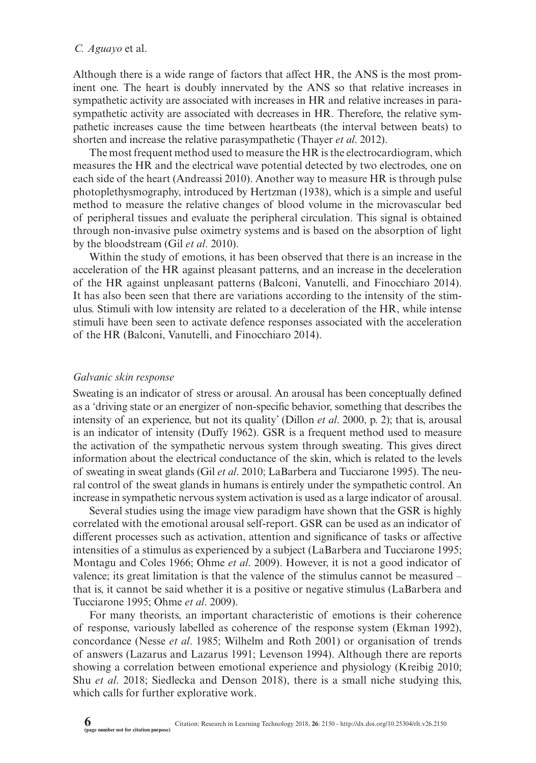Although there is a wide range of factors that affect HR, the ANS is the most prominent one. The heart is doubly innervated by the ANS so that relative increases in sympathetic activity are associated with increases in HR and relative increases in parasympathetic activity are associated with decreases in HR. Therefore, the relative sympathetic increases cause the time between heartbeats (the interval between beats) to shorten and increase the relative parasympathetic (Thayer *et al*. 2012).

The most frequent method used to measure the HR is the electrocardiogram, which measures the HR and the electrical wave potential detected by two electrodes, one on each side of the heart (Andreassi 2010). Another way to measure HR is through pulse photoplethysmography, introduced by Hertzman (1938), which is a simple and useful method to measure the relative changes of blood volume in the microvascular bed of peripheral tissues and evaluate the peripheral circulation. This signal is obtained through non-invasive pulse oximetry systems and is based on the absorption of light by the bloodstream (Gil *et al*. 2010).

Within the study of emotions, it has been observed that there is an increase in the acceleration of the HR against pleasant patterns, and an increase in the deceleration of the HR against unpleasant patterns (Balconi, Vanutelli, and Finocchiaro 2014). It has also been seen that there are variations according to the intensity of the stimulus. Stimuli with low intensity are related to a deceleration of the HR, while intense stimuli have been seen to activate defence responses associated with the acceleration of the HR (Balconi, Vanutelli, and Finocchiaro 2014).

### *Galvanic skin response*

Sweating is an indicator of stress or arousal. An arousal has been conceptually defined as a 'driving state or an energizer of non-specific behavior, something that describes the intensity of an experience, but not its quality' (Dillon *et al*. 2000, p. 2); that is, arousal is an indicator of intensity (Duffy 1962). GSR is a frequent method used to measure the activation of the sympathetic nervous system through sweating. This gives direct information about the electrical conductance of the skin, which is related to the levels of sweating in sweat glands (Gil *et al*. 2010; LaBarbera and Tucciarone 1995). The neural control of the sweat glands in humans is entirely under the sympathetic control. An increase in sympathetic nervous system activation is used as a large indicator of arousal.

Several studies using the image view paradigm have shown that the GSR is highly correlated with the emotional arousal self-report. GSR can be used as an indicator of different processes such as activation, attention and significance of tasks or affective intensities of a stimulus as experienced by a subject (LaBarbera and Tucciarone 1995; Montagu and Coles 1966; Ohme *et al*. 2009). However, it is not a good indicator of valence; its great limitation is that the valence of the stimulus cannot be measured – that is, it cannot be said whether it is a positive or negative stimulus (LaBarbera and Tucciarone 1995; Ohme *et al*. 2009).

For many theorists, an important characteristic of emotions is their coherence of response, variously labelled as coherence of the response system (Ekman 1992), concordance (Nesse *et al*. 1985; Wilhelm and Roth 2001) or organisation of trends of answers (Lazarus and Lazarus 1991; Levenson 1994). Although there are reports showing a correlation between emotional experience and physiology (Kreibig 2010; Shu *et al*. 2018; Siedlecka and Denson 2018), there is a small niche studying this, which calls for further explorative work.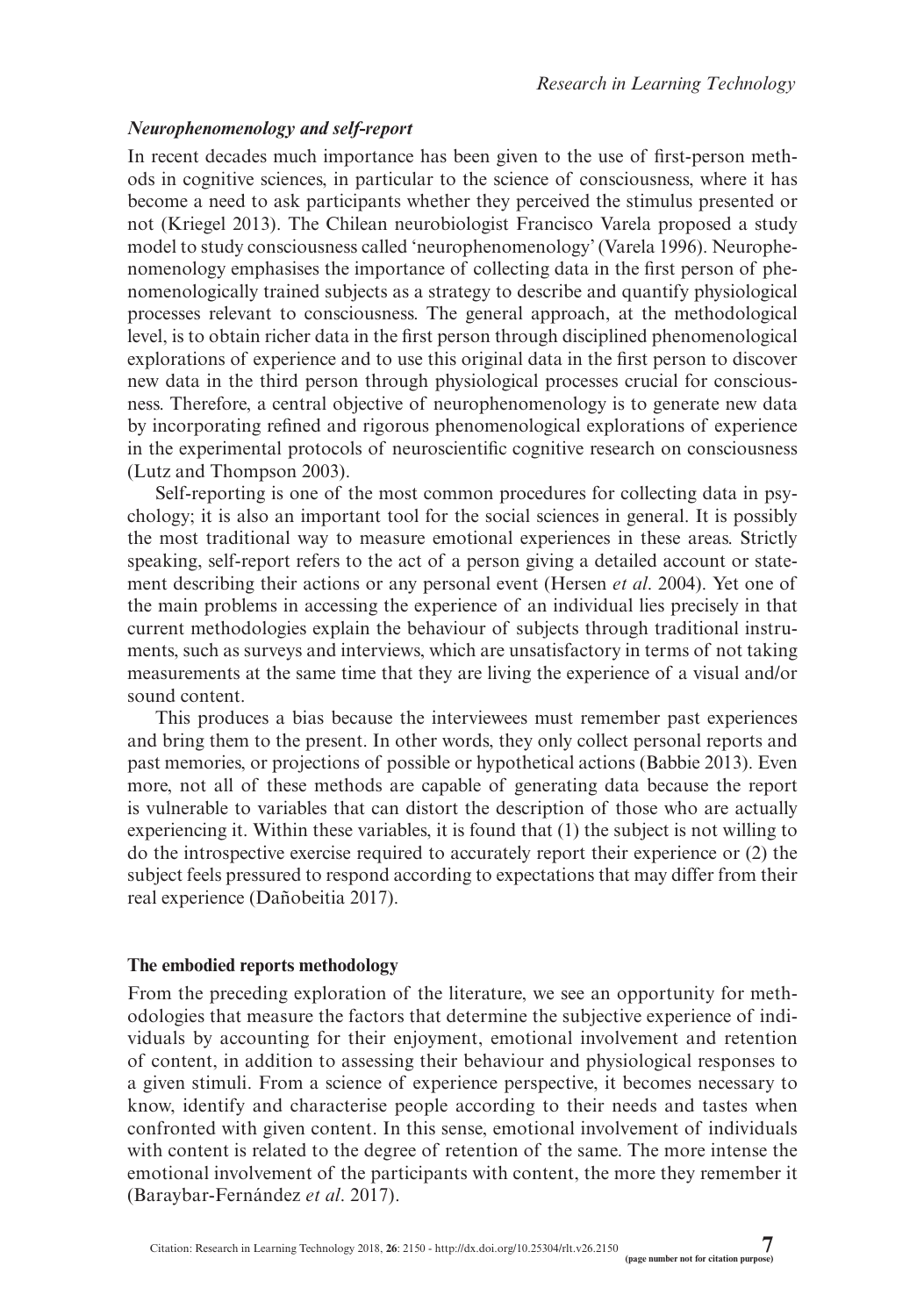### *Neurophenomenology and self-report*

In recent decades much importance has been given to the use of first-person methods in cognitive sciences, in particular to the science of consciousness, where it has become a need to ask participants whether they perceived the stimulus presented or not (Kriegel 2013). The Chilean neurobiologist Francisco Varela proposed a study model to study consciousness called 'neurophenomenology' (Varela 1996). Neurophenomenology emphasises the importance of collecting data in the first person of phenomenologically trained subjects as a strategy to describe and quantify physiological processes relevant to consciousness. The general approach, at the methodological level, is to obtain richer data in the first person through disciplined phenomenological explorations of experience and to use this original data in the first person to discover new data in the third person through physiological processes crucial for consciousness. Therefore, a central objective of neurophenomenology is to generate new data by incorporating refined and rigorous phenomenological explorations of experience in the experimental protocols of neuroscientific cognitive research on consciousness (Lutz and Thompson 2003).

Self-reporting is one of the most common procedures for collecting data in psychology; it is also an important tool for the social sciences in general. It is possibly the most traditional way to measure emotional experiences in these areas. Strictly speaking, self-report refers to the act of a person giving a detailed account or statement describing their actions or any personal event (Hersen *et al*. 2004). Yet one of the main problems in accessing the experience of an individual lies precisely in that current methodologies explain the behaviour of subjects through traditional instruments, such as surveys and interviews, which are unsatisfactory in terms of not taking measurements at the same time that they are living the experience of a visual and/or sound content.

This produces a bias because the interviewees must remember past experiences and bring them to the present. In other words, they only collect personal reports and past memories, or projections of possible or hypothetical actions (Babbie 2013). Even more, not all of these methods are capable of generating data because the report is vulnerable to variables that can distort the description of those who are actually experiencing it. Within these variables, it is found that (1) the subject is not willing to do the introspective exercise required to accurately report their experience or (2) the subject feels pressured to respond according to expectations that may differ from their real experience (Dañobeitia 2017).

## The embodied reports methodology

From the preceding exploration of the literature, we see an opportunity for methodologies that measure the factors that determine the subjective experience of individuals by accounting for their enjoyment, emotional involvement and retention of content, in addition to assessing their behaviour and physiological responses to a given stimuli. From a science of experience perspective, it becomes necessary to know, identify and characterise people according to their needs and tastes when confronted with given content. In this sense, emotional involvement of individuals with content is related to the degree of retention of the same. The more intense the emotional involvement of the participants with content, the more they remember it (Baraybar-Fernández *et al*. 2017).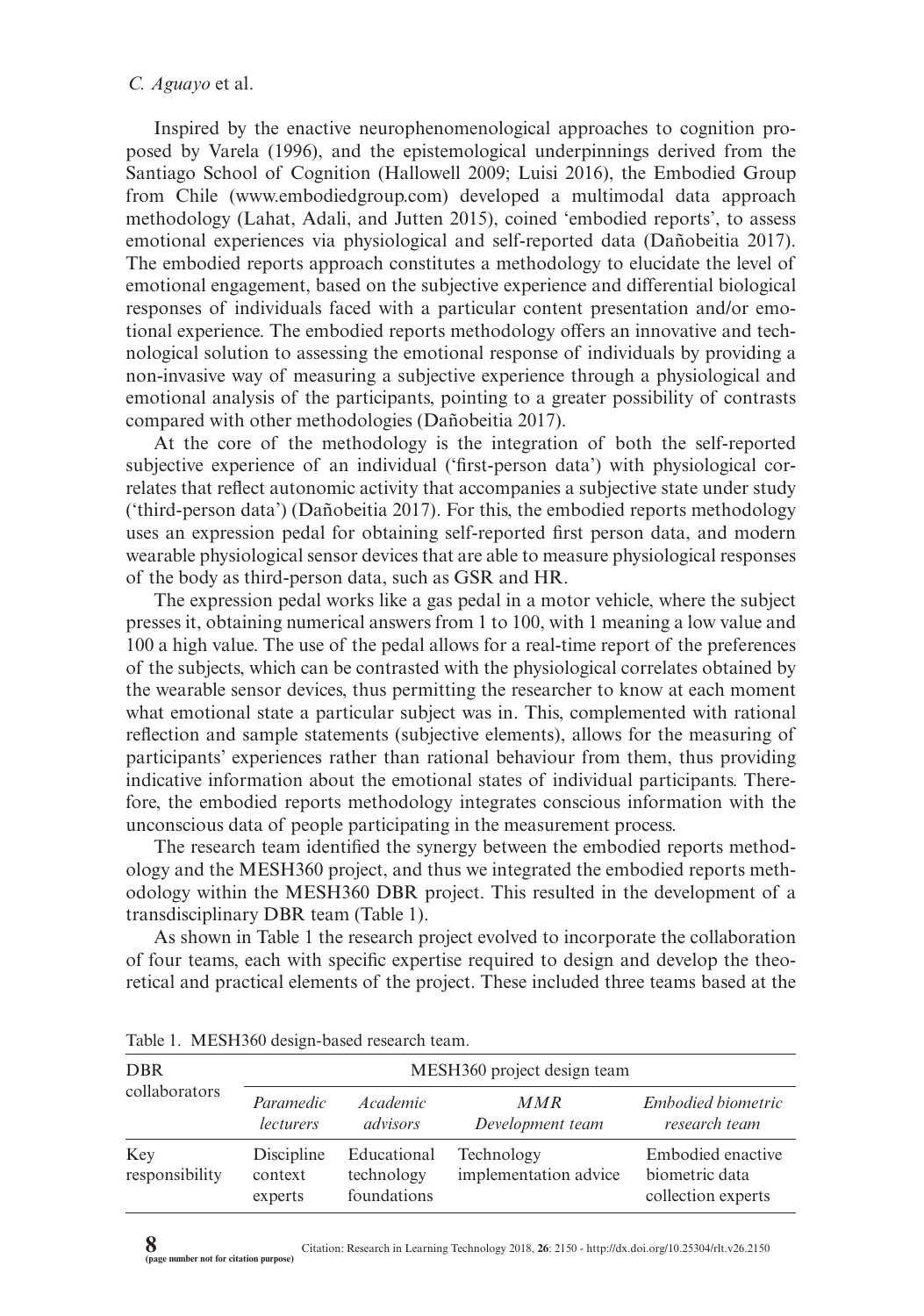Inspired by the enactive neurophenomenological approaches to cognition proposed by Varela (1996), and the epistemological underpinnings derived from the Santiago School of Cognition (Hallowell 2009; Luisi 2016), the Embodied Group from Chile (www.embodiedgroup.com) developed a multimodal data approach methodology (Lahat, Adali, and Jutten 2015), coined 'embodied reports', to assess emotional experiences via physiological and self-reported data (Dañobeitia 2017). The embodied reports approach constitutes a methodology to elucidate the level of emotional engagement, based on the subjective experience and differential biological responses of individuals faced with a particular content presentation and/or emotional experience. The embodied reports methodology offers an innovative and technological solution to assessing the emotional response of individuals by providing a non-invasive way of measuring a subjective experience through a physiological and emotional analysis of the participants, pointing to a greater possibility of contrasts compared with other methodologies (Dañobeitia 2017).

At the core of the methodology is the integration of both the self-reported subjective experience of an individual ('first-person data') with physiological correlates that reflect autonomic activity that accompanies a subjective state under study ('third-person data') (Dañobeitia 2017). For this, the embodied reports methodology uses an expression pedal for obtaining self-reported first person data, and modern wearable physiological sensor devices that are able to measure physiological responses of the body as third-person data, such as GSR and HR.

The expression pedal works like a gas pedal in a motor vehicle, where the subject presses it, obtaining numerical answers from 1 to 100, with 1 meaning a low value and 100 a high value. The use of the pedal allows for a real-time report of the preferences of the subjects, which can be contrasted with the physiological correlates obtained by the wearable sensor devices, thus permitting the researcher to know at each moment what emotional state a particular subject was in. This, complemented with rational reflection and sample statements (subjective elements), allows for the measuring of participants' experiences rather than rational behaviour from them, thus providing indicative information about the emotional states of individual participants. Therefore, the embodied reports methodology integrates conscious information with the unconscious data of people participating in the measurement process.

The research team identified the synergy between the embodied reports methodology and the MESH360 project, and thus we integrated the embodied reports methodology within the MESH360 DBR project. This resulted in the development of a transdisciplinary DBR team (Table 1).

As shown in Table 1 the research project evolved to incorporate the collaboration of four teams, each with specific expertise required to design and develop the theoretical and practical elements of the project. These included three teams based at the

Table 1. MESH360 design-based research team.

| DBR collaborators | MESH360 project design team | | | |
|---|---|---|---|---|
| | *Paramedic lecturers* | *Academic advisors* | *MMR Development team* | *Embodied biometric research team* |
| Key responsibility | Discipline context experts | Educational technology foundations | Technology implementation advice | Embodied enactive biometric data collection experts |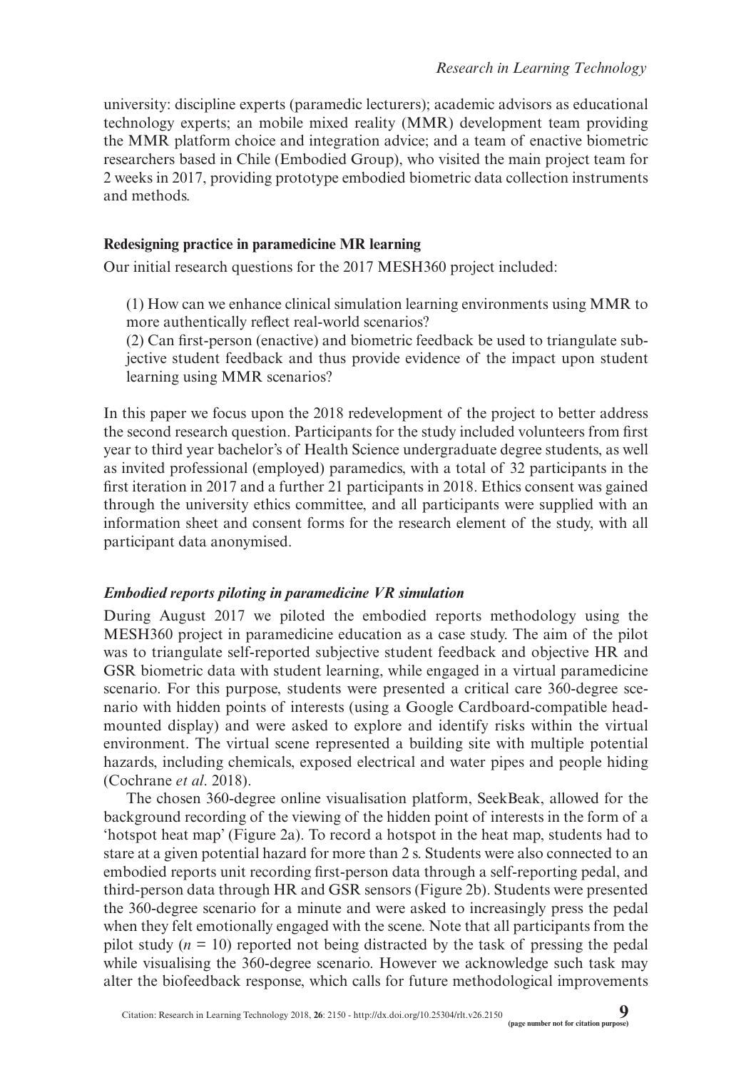university: discipline experts (paramedic lecturers); academic advisors as educational technology experts; an mobile mixed reality (MMR) development team providing the MMR platform choice and integration advice; and a team of enactive biometric researchers based in Chile (Embodied Group), who visited the main project team for 2 weeks in 2017, providing prototype embodied biometric data collection instruments and methods.

### Redesigning practice in paramedicine MR learning

Our initial research questions for the 2017 MESH360 project included:

> (1) How can we enhance clinical simulation learning environments using MMR to more authentically reflect real-world scenarios?
>
> (2) Can first-person (enactive) and biometric feedback be used to triangulate subjective student feedback and thus provide evidence of the impact upon student learning using MMR scenarios?

In this paper we focus upon the 2018 redevelopment of the project to better address the second research question. Participants for the study included volunteers from first year to third year bachelor's of Health Science undergraduate degree students, as well as invited professional (employed) paramedics, with a total of 32 participants in the first iteration in 2017 and a further 21 participants in 2018. Ethics consent was gained through the university ethics committee, and all participants were supplied with an information sheet and consent forms for the research element of the study, with all participant data anonymised.

#### *Embodied reports piloting in paramedicine VR simulation*

During August 2017 we piloted the embodied reports methodology using the MESH360 project in paramedicine education as a case study. The aim of the pilot was to triangulate self-reported subjective student feedback and objective HR and GSR biometric data with student learning, while engaged in a virtual paramedicine scenario. For this purpose, students were presented a critical care 360-degree scenario with hidden points of interests (using a Google Cardboard-compatible head-mounted display) and were asked to explore and identify risks within the virtual environment. The virtual scene represented a building site with multiple potential hazards, including chemicals, exposed electrical and water pipes and people hiding (Cochrane *et al*. 2018).

The chosen 360-degree online visualisation platform, SeekBeak, allowed for the background recording of the viewing of the hidden point of interests in the form of a 'hotspot heat map' (Figure 2a). To record a hotspot in the heat map, students had to stare at a given potential hazard for more than 2 s. Students were also connected to an embodied reports unit recording first-person data through a self-reporting pedal, and third-person data through HR and GSR sensors (Figure 2b). Students were presented the 360-degree scenario for a minute and were asked to increasingly press the pedal when they felt emotionally engaged with the scene. Note that all participants from the pilot study ($n$ = 10) reported not being distracted by the task of pressing the pedal while visualising the 360-degree scenario. However we acknowledge such task may alter the biofeedback response, which calls for future methodological improvements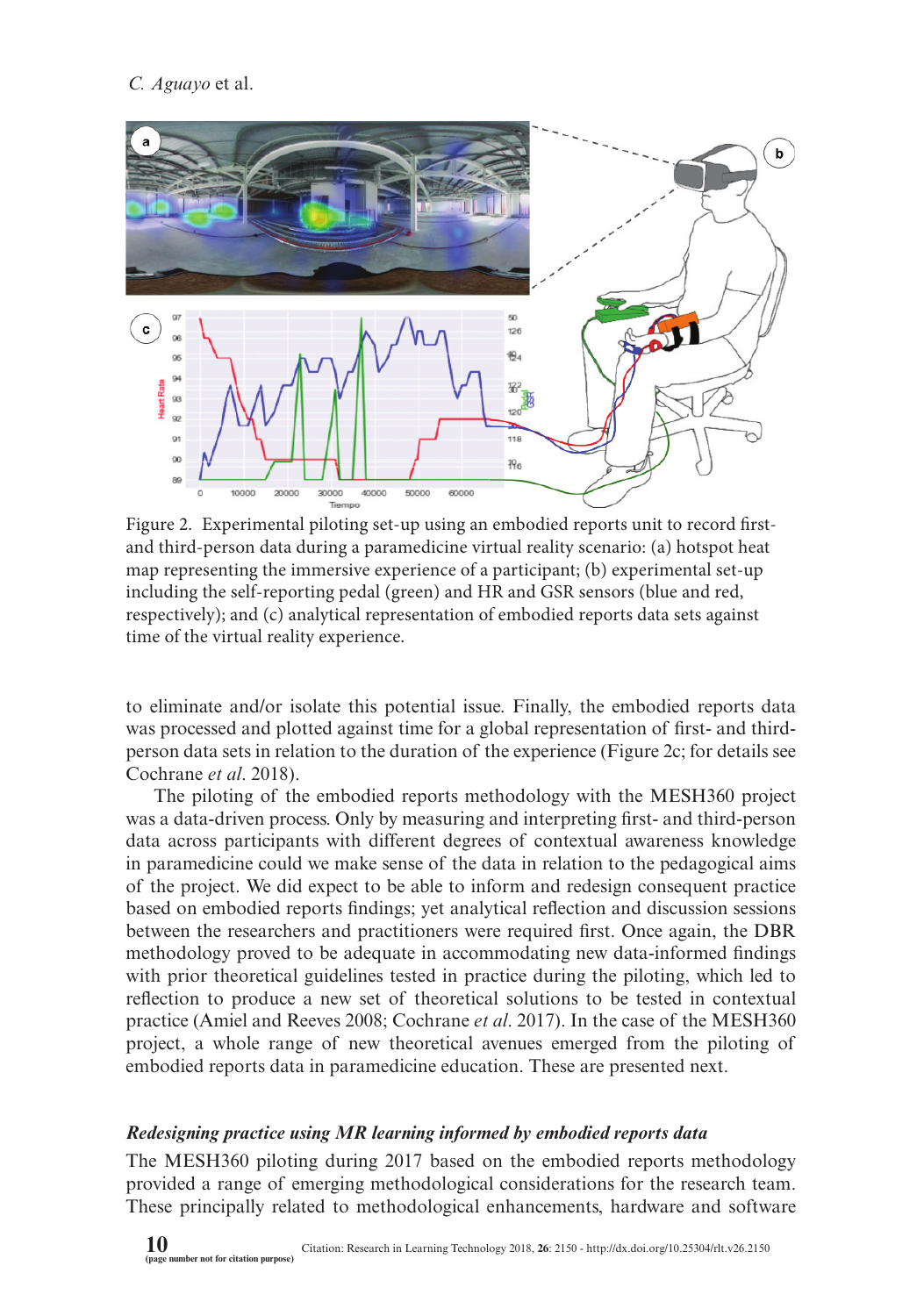Figure 2. Experimental piloting set-up using an embodied reports unit to record first- and third-person data during a paramedicine virtual reality scenario: (a) hotspot heat map representing the immersive experience of a participant; (b) experimental set-up including the self-reporting pedal (green) and HR and GSR sensors (blue and red, respectively); and (c) analytical representation of embodied reports data sets against time of the virtual reality experience.

to eliminate and/or isolate this potential issue. Finally, the embodied reports data was processed and plotted against time for a global representation of first- and third-person data sets in relation to the duration of the experience (Figure 2c; for details see Cochrane *et al*. 2018).

The piloting of the embodied reports methodology with the MESH360 project was a data-driven process. Only by measuring and interpreting first- and third-person data across participants with different degrees of contextual awareness knowledge in paramedicine could we make sense of the data in relation to the pedagogical aims of the project. We did expect to be able to inform and redesign consequent practice based on embodied reports findings; yet analytical reflection and discussion sessions between the researchers and practitioners were required first. Once again, the DBR methodology proved to be adequate in accommodating new data-informed findings with prior theoretical guidelines tested in practice during the piloting, which led to reflection to produce a new set of theoretical solutions to be tested in contextual practice (Amiel and Reeves 2008; Cochrane *et al*. 2017). In the case of the MESH360 project, a whole range of new theoretical avenues emerged from the piloting of embodied reports data in paramedicine education. These are presented next.

### *Redesigning practice using MR learning informed by embodied reports data*

The MESH360 piloting during 2017 based on the embodied reports methodology provided a range of emerging methodological considerations for the research team. These principally related to methodological enhancements, hardware and software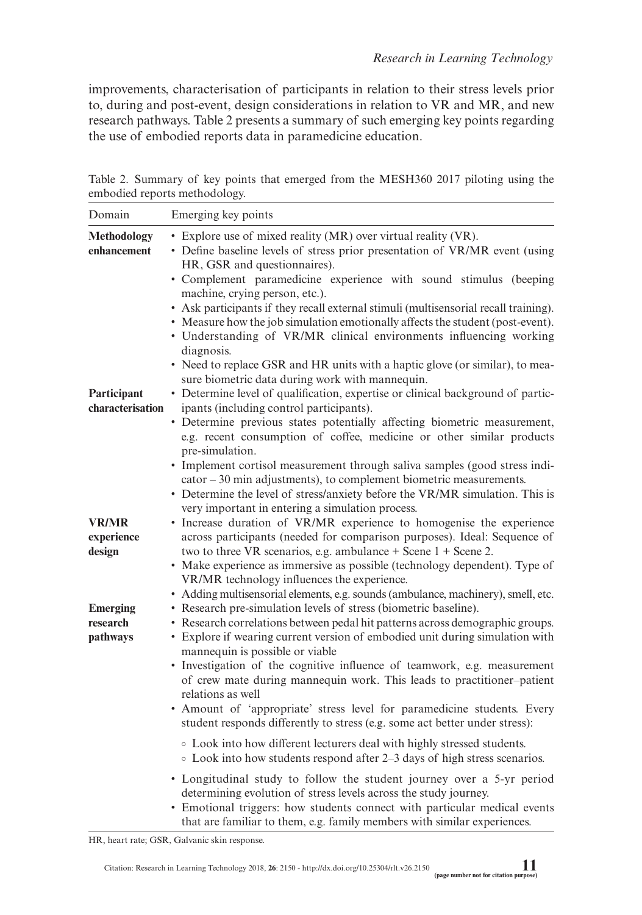improvements, characterisation of participants in relation to their stress levels prior to, during and post-event, design considerations in relation to VR and MR, and new research pathways. Table 2 presents a summary of such emerging key points regarding the use of embodied reports data in paramedicine education.

Table 2. Summary of key points that emerged from the MESH360 2017 piloting using the embodied reports methodology.

| Domain | Emerging key points |
|---|---|
| **Methodology enhancement** | • Explore use of mixed reality (MR) over virtual reality (VR).<br>• Define baseline levels of stress prior presentation of VR/MR event (using HR, GSR and questionnaires).<br>• Complement paramedicine experience with sound stimulus (beeping machine, crying person, etc.).<br>• Ask participants if they recall external stimuli (multisensorial recall training).<br>• Measure how the job simulation emotionally affects the student (post-event).<br>• Understanding of VR/MR clinical environments influencing working diagnosis.<br>• Need to replace GSR and HR units with a haptic glove (or similar), to measure biometric data during work with mannequin. |
| **Participant characterisation** | • Determine level of qualification, expertise or clinical background of participants (including control participants).<br>• Determine previous states potentially affecting biometric measurement, e.g. recent consumption of coffee, medicine or other similar products pre-simulation.<br>• Implement cortisol measurement through saliva samples (good stress indicator – 30 min adjustments), to complement biometric measurements.<br>• Determine the level of stress/anxiety before the VR/MR simulation. This is very important in entering a simulation process. |
| **VR/MR experience design** | • Increase duration of VR/MR experience to homogenise the experience across participants (needed for comparison purposes). Ideal: Sequence of two to three VR scenarios, e.g. ambulance + Scene 1 + Scene 2.<br>• Make experience as immersive as possible (technology dependent). Type of VR/MR technology influences the experience.<br>• Adding multisensorial elements, e.g. sounds (ambulance, machinery), smell, etc. |
| **Emerging research pathways** | • Research pre-simulation levels of stress (biometric baseline).<br>• Research correlations between pedal hit patterns across demographic groups.<br>• Explore if wearing current version of embodied unit during simulation with mannequin is possible or viable<br>• Investigation of the cognitive influence of teamwork, e.g. measurement of crew mate during mannequin work. This leads to practitioner–patient relations as well<br>• Amount of 'appropriate' stress level for paramedicine students. Every student responds differently to stress (e.g. some act better under stress):<br>&nbsp;&nbsp;◦ Look into how different lecturers deal with highly stressed students.<br>&nbsp;&nbsp;◦ Look into how students respond after 2–3 days of high stress scenarios.<br>• Longitudinal study to follow the student journey over a 5-yr period determining evolution of stress levels across the study journey.<br>• Emotional triggers: how students connect with particular medical events that are familiar to them, e.g. family members with similar experiences. |

HR, heart rate; GSR, Galvanic skin response.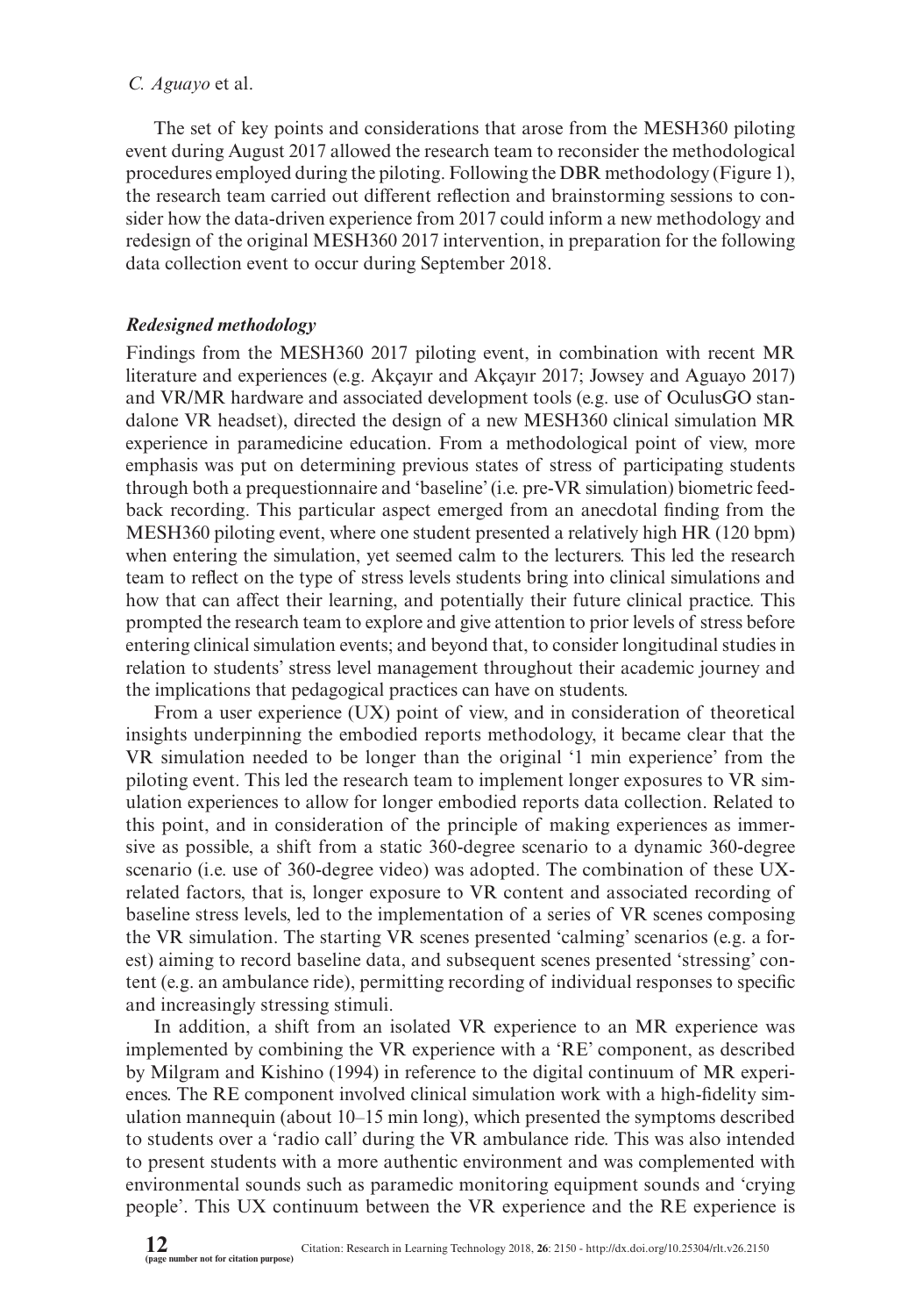The set of key points and considerations that arose from the MESH360 piloting event during August 2017 allowed the research team to reconsider the methodological procedures employed during the piloting. Following the DBR methodology (Figure 1), the research team carried out different reflection and brainstorming sessions to consider how the data-driven experience from 2017 could inform a new methodology and redesign of the original MESH360 2017 intervention, in preparation for the following data collection event to occur during September 2018.

### *Redesigned methodology*

Findings from the MESH360 2017 piloting event, in combination with recent MR literature and experiences (e.g. Akçayır and Akçayır 2017; Jowsey and Aguayo 2017) and VR/MR hardware and associated development tools (e.g. use of OculusGO standalone VR headset), directed the design of a new MESH360 clinical simulation MR experience in paramedicine education. From a methodological point of view, more emphasis was put on determining previous states of stress of participating students through both a prequestionnaire and 'baseline' (i.e. pre-VR simulation) biometric feedback recording. This particular aspect emerged from an anecdotal finding from the MESH360 piloting event, where one student presented a relatively high HR (120 bpm) when entering the simulation, yet seemed calm to the lecturers. This led the research team to reflect on the type of stress levels students bring into clinical simulations and how that can affect their learning, and potentially their future clinical practice. This prompted the research team to explore and give attention to prior levels of stress before entering clinical simulation events; and beyond that, to consider longitudinal studies in relation to students' stress level management throughout their academic journey and the implications that pedagogical practices can have on students.

From a user experience (UX) point of view, and in consideration of theoretical insights underpinning the embodied reports methodology, it became clear that the VR simulation needed to be longer than the original '1 min experience' from the piloting event. This led the research team to implement longer exposures to VR simulation experiences to allow for longer embodied reports data collection. Related to this point, and in consideration of the principle of making experiences as immersive as possible, a shift from a static 360-degree scenario to a dynamic 360-degree scenario (i.e. use of 360-degree video) was adopted. The combination of these UX-related factors, that is, longer exposure to VR content and associated recording of baseline stress levels, led to the implementation of a series of VR scenes composing the VR simulation. The starting VR scenes presented 'calming' scenarios (e.g. a forest) aiming to record baseline data, and subsequent scenes presented 'stressing' content (e.g. an ambulance ride), permitting recording of individual responses to specific and increasingly stressing stimuli.

In addition, a shift from an isolated VR experience to an MR experience was implemented by combining the VR experience with a 'RE' component, as described by Milgram and Kishino (1994) in reference to the digital continuum of MR experiences. The RE component involved clinical simulation work with a high-fidelity simulation mannequin (about 10–15 min long), which presented the symptoms described to students over a 'radio call' during the VR ambulance ride. This was also intended to present students with a more authentic environment and was complemented with environmental sounds such as paramedic monitoring equipment sounds and 'crying people'. This UX continuum between the VR experience and the RE experience is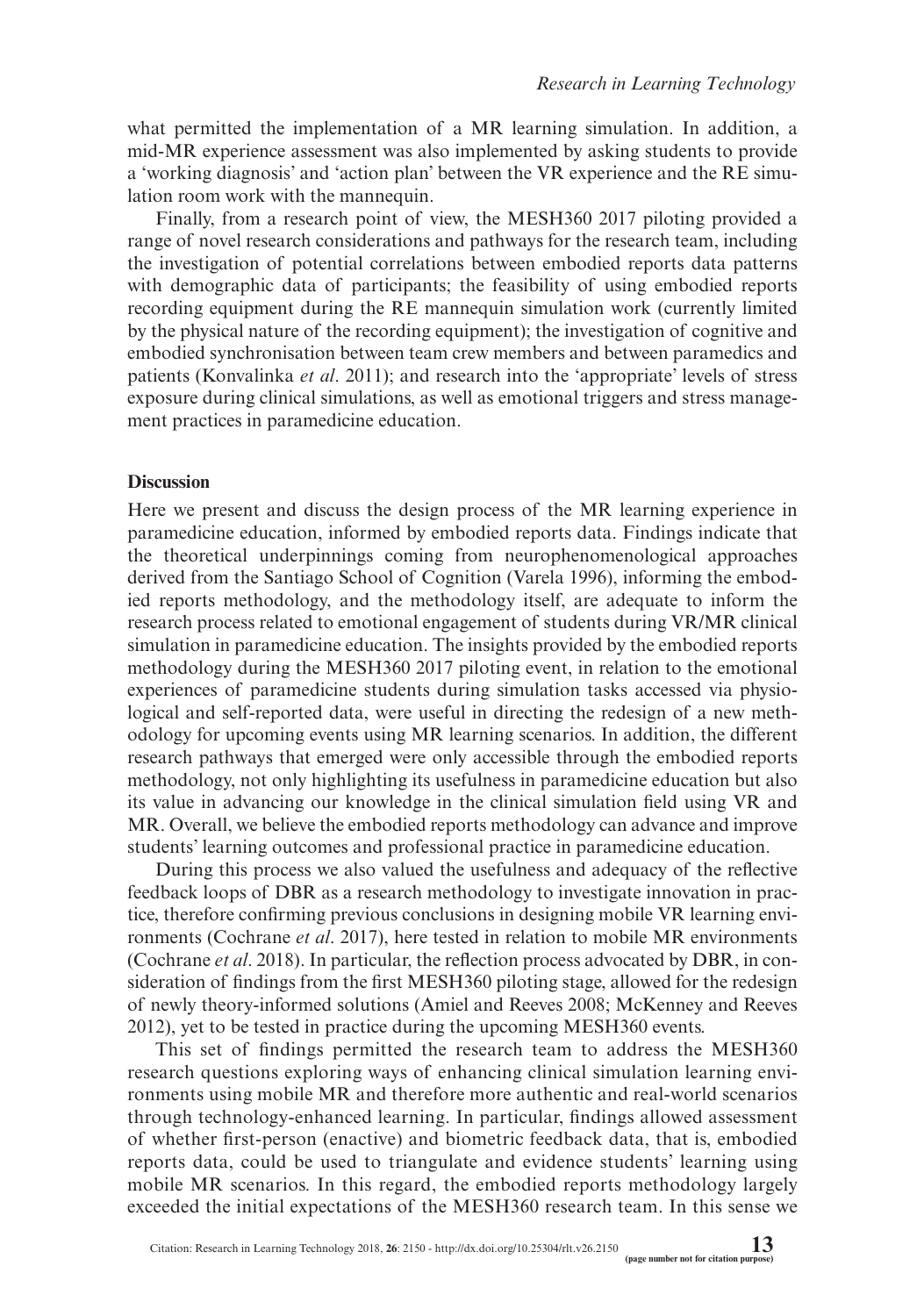what permitted the implementation of a MR learning simulation. In addition, a mid-MR experience assessment was also implemented by asking students to provide a 'working diagnosis' and 'action plan' between the VR experience and the RE simulation room work with the mannequin.

Finally, from a research point of view, the MESH360 2017 piloting provided a range of novel research considerations and pathways for the research team, including the investigation of potential correlations between embodied reports data patterns with demographic data of participants; the feasibility of using embodied reports recording equipment during the RE mannequin simulation work (currently limited by the physical nature of the recording equipment); the investigation of cognitive and embodied synchronisation between team crew members and between paramedics and patients (Konvalinka *et al*. 2011); and research into the 'appropriate' levels of stress exposure during clinical simulations, as well as emotional triggers and stress management practices in paramedicine education.

## Discussion

Here we present and discuss the design process of the MR learning experience in paramedicine education, informed by embodied reports data. Findings indicate that the theoretical underpinnings coming from neurophenomenological approaches derived from the Santiago School of Cognition (Varela 1996), informing the embodied reports methodology, and the methodology itself, are adequate to inform the research process related to emotional engagement of students during VR/MR clinical simulation in paramedicine education. The insights provided by the embodied reports methodology during the MESH360 2017 piloting event, in relation to the emotional experiences of paramedicine students during simulation tasks accessed via physiological and self-reported data, were useful in directing the redesign of a new methodology for upcoming events using MR learning scenarios. In addition, the different research pathways that emerged were only accessible through the embodied reports methodology, not only highlighting its usefulness in paramedicine education but also its value in advancing our knowledge in the clinical simulation field using VR and MR. Overall, we believe the embodied reports methodology can advance and improve students' learning outcomes and professional practice in paramedicine education.

During this process we also valued the usefulness and adequacy of the reflective feedback loops of DBR as a research methodology to investigate innovation in practice, therefore confirming previous conclusions in designing mobile VR learning environments (Cochrane *et al*. 2017), here tested in relation to mobile MR environments (Cochrane *et al*. 2018). In particular, the reflection process advocated by DBR, in consideration of findings from the first MESH360 piloting stage, allowed for the redesign of newly theory-informed solutions (Amiel and Reeves 2008; McKenney and Reeves 2012), yet to be tested in practice during the upcoming MESH360 events.

This set of findings permitted the research team to address the MESH360 research questions exploring ways of enhancing clinical simulation learning environments using mobile MR and therefore more authentic and real-world scenarios through technology-enhanced learning. In particular, findings allowed assessment of whether first-person (enactive) and biometric feedback data, that is, embodied reports data, could be used to triangulate and evidence students' learning using mobile MR scenarios. In this regard, the embodied reports methodology largely exceeded the initial expectations of the MESH360 research team. In this sense we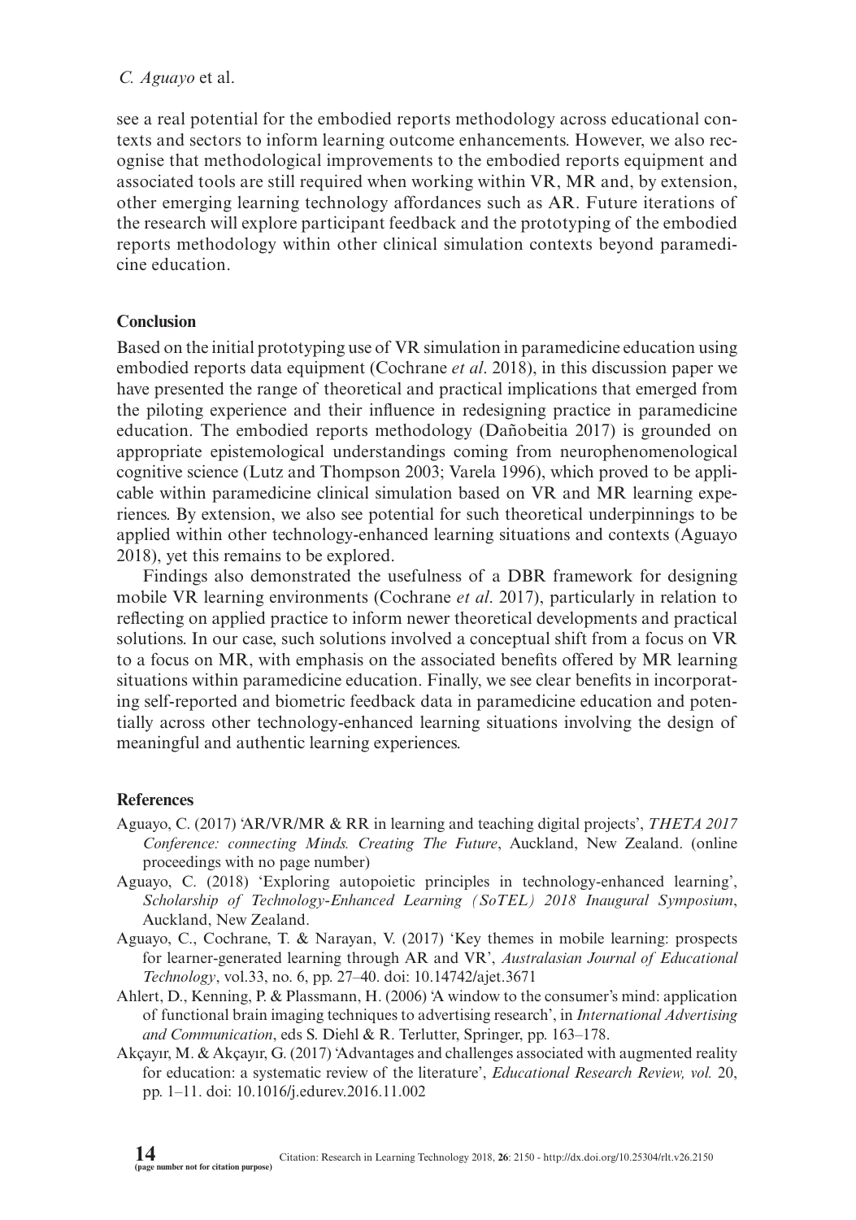see a real potential for the embodied reports methodology across educational contexts and sectors to inform learning outcome enhancements. However, we also recognise that methodological improvements to the embodied reports equipment and associated tools are still required when working within VR, MR and, by extension, other emerging learning technology affordances such as AR. Future iterations of the research will explore participant feedback and the prototyping of the embodied reports methodology within other clinical simulation contexts beyond paramedicine education.

## Conclusion

Based on the initial prototyping use of VR simulation in paramedicine education using embodied reports data equipment (Cochrane *et al*. 2018), in this discussion paper we have presented the range of theoretical and practical implications that emerged from the piloting experience and their influence in redesigning practice in paramedicine education. The embodied reports methodology (Dañobeitia 2017) is grounded on appropriate epistemological understandings coming from neurophenomenological cognitive science (Lutz and Thompson 2003; Varela 1996), which proved to be applicable within paramedicine clinical simulation based on VR and MR learning experiences. By extension, we also see potential for such theoretical underpinnings to be applied within other technology-enhanced learning situations and contexts (Aguayo 2018), yet this remains to be explored.

Findings also demonstrated the usefulness of a DBR framework for designing mobile VR learning environments (Cochrane *et al*. 2017), particularly in relation to reflecting on applied practice to inform newer theoretical developments and practical solutions. In our case, such solutions involved a conceptual shift from a focus on VR to a focus on MR, with emphasis on the associated benefits offered by MR learning situations within paramedicine education. Finally, we see clear benefits in incorporating self-reported and biometric feedback data in paramedicine education and potentially across other technology-enhanced learning situations involving the design of meaningful and authentic learning experiences.

## References

Aguayo, C. (2017) 'AR/VR/MR & RR in learning and teaching digital projects', *THETA 2017 Conference: connecting Minds. Creating The Future*, Auckland, New Zealand. (online proceedings with no page number)

Aguayo, C. (2018) 'Exploring autopoietic principles in technology-enhanced learning', *Scholarship of Technology-Enhanced Learning (SoTEL) 2018 Inaugural Symposium*, Auckland, New Zealand.

Aguayo, C., Cochrane, T. & Narayan, V. (2017) 'Key themes in mobile learning: prospects for learner-generated learning through AR and VR', *Australasian Journal of Educational Technology*, vol.33, no. 6, pp. 27–40. doi: 10.14742/ajet.3671

Ahlert, D., Kenning, P. & Plassmann, H. (2006) 'A window to the consumer's mind: application of functional brain imaging techniques to advertising research', in *International Advertising and Communication*, eds S. Diehl & R. Terlutter, Springer, pp. 163–178.

Akçayır, M. & Akçayır, G. (2017) 'Advantages and challenges associated with augmented reality for education: a systematic review of the literature', *Educational Research Review, vol.* 20, pp. 1–11. doi: 10.1016/j.edurev.2016.11.002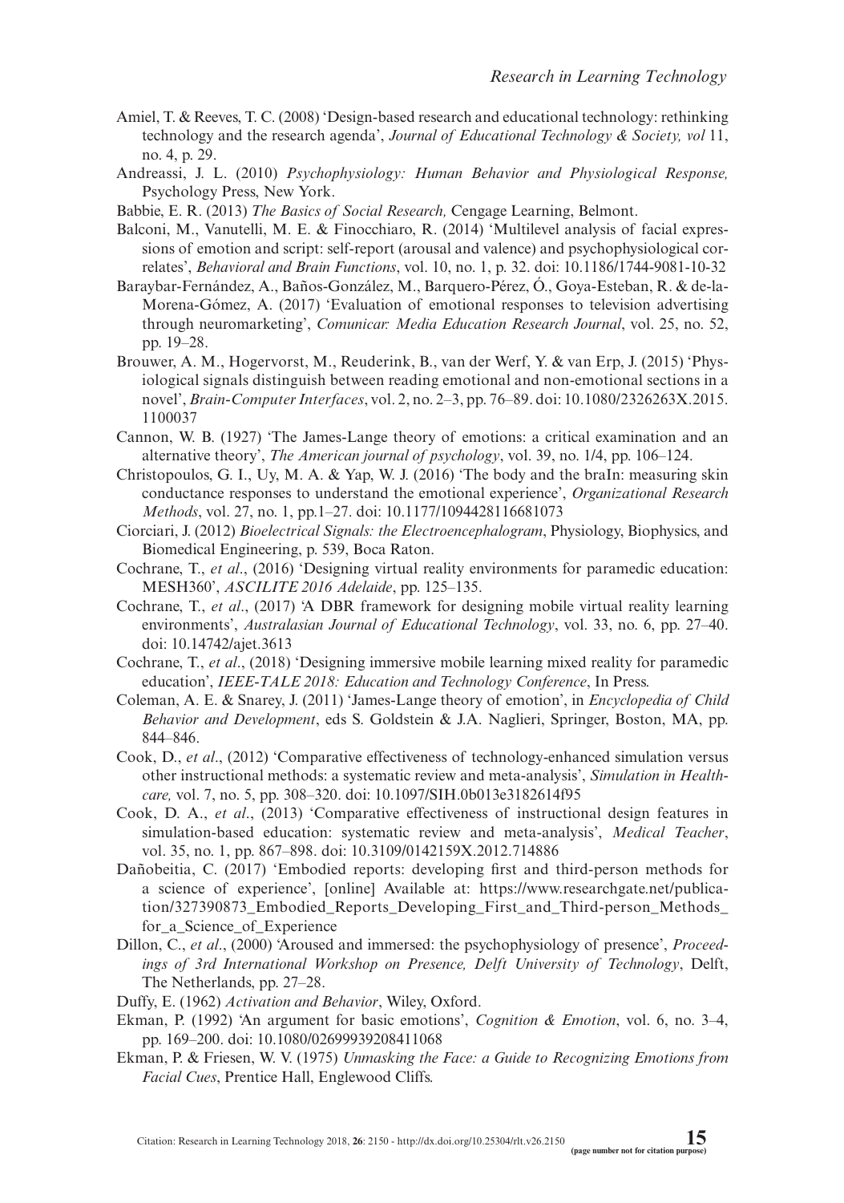Amiel, T. & Reeves, T. C. (2008) 'Design-based research and educational technology: rethinking technology and the research agenda', *Journal of Educational Technology & Society, vol* 11, no. 4, p. 29.

Andreassi, J. L. (2010) *Psychophysiology: Human Behavior and Physiological Response,* Psychology Press, New York.

Babbie, E. R. (2013) *The Basics of Social Research,* Cengage Learning, Belmont.

Balconi, M., Vanutelli, M. E. & Finocchiaro, R. (2014) 'Multilevel analysis of facial expressions of emotion and script: self-report (arousal and valence) and psychophysiological correlates', *Behavioral and Brain Functions*, vol. 10, no. 1, p. 32. doi: 10.1186/1744-9081-10-32

Baraybar-Fernández, A., Baños-González, M., Barquero-Pérez, Ó., Goya-Esteban, R. & de-la-Morena-Gómez, A. (2017) 'Evaluation of emotional responses to television advertising through neuromarketing', *Comunicar: Media Education Research Journal*, vol. 25, no. 52, pp. 19–28.

Brouwer, A. M., Hogervorst, M., Reuderink, B., van der Werf, Y. & van Erp, J. (2015) 'Physiological signals distinguish between reading emotional and non-emotional sections in a novel', *Brain-Computer Interfaces*, vol. 2, no. 2–3, pp. 76–89. doi: 10.1080/2326263X.2015.1100037

Cannon, W. B. (1927) 'The James-Lange theory of emotions: a critical examination and an alternative theory', *The American journal of psychology*, vol. 39, no. 1/4, pp. 106–124.

Christopoulos, G. I., Uy, M. A. & Yap, W. J. (2016) 'The body and the braIn: measuring skin conductance responses to understand the emotional experience', *Organizational Research Methods*, vol. 27, no. 1, pp.1–27. doi: 10.1177/1094428116681073

Ciorciari, J. (2012) *Bioelectrical Signals: the Electroencephalogram*, Physiology, Biophysics, and Biomedical Engineering, p. 539, Boca Raton.

Cochrane, T., *et al*., (2016) 'Designing virtual reality environments for paramedic education: MESH360', *ASCILITE 2016 Adelaide*, pp. 125–135.

Cochrane, T., *et al*., (2017) 'A DBR framework for designing mobile virtual reality learning environments', *Australasian Journal of Educational Technology*, vol. 33, no. 6, pp. 27–40. doi: 10.14742/ajet.3613

Cochrane, T., *et al*., (2018) 'Designing immersive mobile learning mixed reality for paramedic education', *IEEE-TALE 2018: Education and Technology Conference*, In Press.

Coleman, A. E. & Snarey, J. (2011) 'James-Lange theory of emotion', in *Encyclopedia of Child Behavior and Development*, eds S. Goldstein & J.A. Naglieri, Springer, Boston, MA, pp. 844–846.

Cook, D., *et al*., (2012) 'Comparative effectiveness of technology-enhanced simulation versus other instructional methods: a systematic review and meta-analysis', *Simulation in Healthcare,* vol. 7, no. 5, pp. 308–320. doi: 10.1097/SIH.0b013e3182614f95

Cook, D. A., *et al*., (2013) 'Comparative effectiveness of instructional design features in simulation-based education: systematic review and meta-analysis', *Medical Teacher*, vol. 35, no. 1, pp. 867–898. doi: 10.3109/0142159X.2012.714886

Dañobeitia, C. (2017) 'Embodied reports: developing first and third-person methods for a science of experience', [online] Available at: https://www.researchgate.net/publication/327390873_Embodied_Reports_Developing_First_and_Third-person_Methods_for_a_Science_of_Experience

Dillon, C., *et al*., (2000) 'Aroused and immersed: the psychophysiology of presence', *Proceedings of 3rd International Workshop on Presence, Delft University of Technology*, Delft, The Netherlands, pp. 27–28.

Duffy, E. (1962) *Activation and Behavior*, Wiley, Oxford.

Ekman, P. (1992) 'An argument for basic emotions', *Cognition & Emotion*, vol. 6, no. 3–4, pp. 169–200. doi: 10.1080/02699939208411068

Ekman, P. & Friesen, W. V. (1975) *Unmasking the Face: a Guide to Recognizing Emotions from Facial Cues*, Prentice Hall, Englewood Cliffs.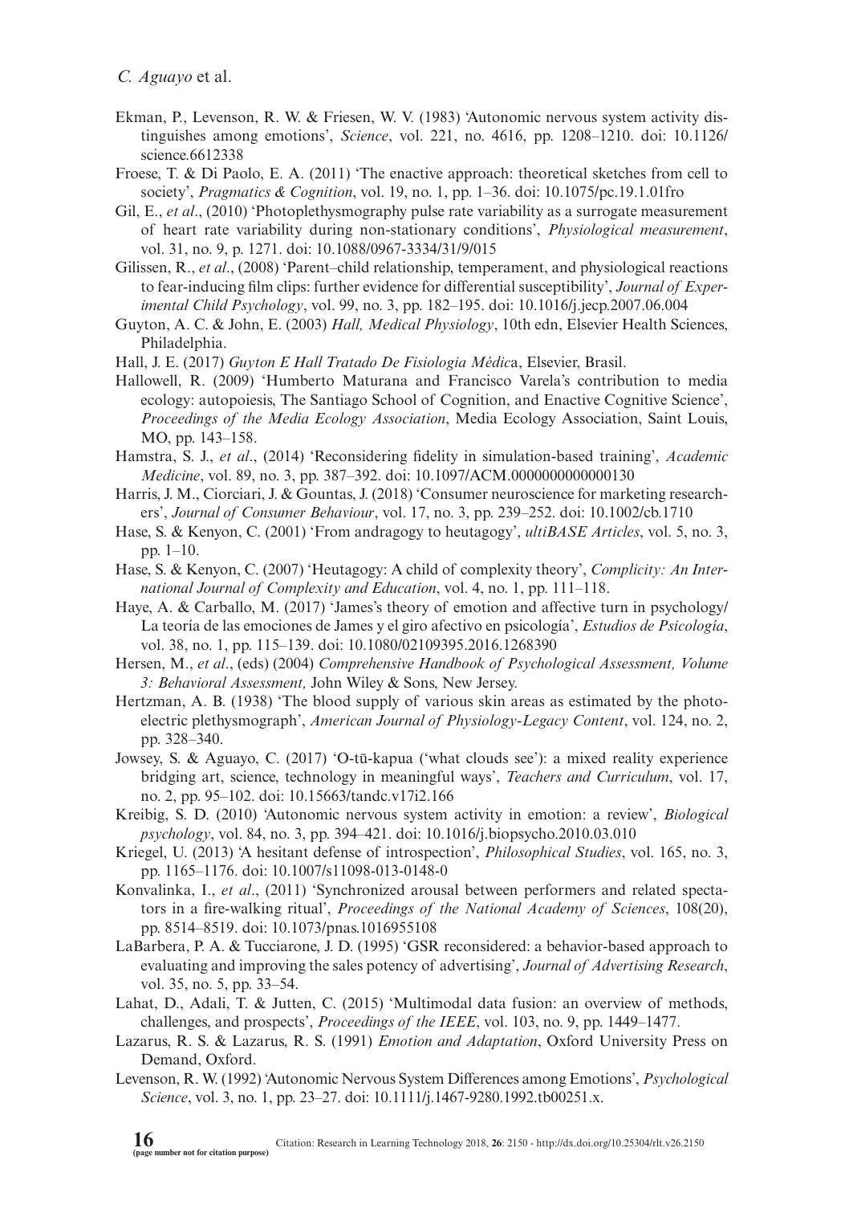Ekman, P., Levenson, R. W. & Friesen, W. V. (1983) 'Autonomic nervous system activity distinguishes among emotions', *Science*, vol. 221, no. 4616, pp. 1208–1210. doi: 10.1126/science.6612338

Froese, T. & Di Paolo, E. A. (2011) 'The enactive approach: theoretical sketches from cell to society', *Pragmatics & Cognition*, vol. 19, no. 1, pp. 1–36. doi: 10.1075/pc.19.1.01fro

Gil, E., *et al*., (2010) 'Photoplethysmography pulse rate variability as a surrogate measurement of heart rate variability during non-stationary conditions', *Physiological measurement*, vol. 31, no. 9, p. 1271. doi: 10.1088/0967-3334/31/9/015

Gilissen, R., *et al*., (2008) 'Parent–child relationship, temperament, and physiological reactions to fear-inducing film clips: further evidence for differential susceptibility', *Journal of Experimental Child Psychology*, vol. 99, no. 3, pp. 182–195. doi: 10.1016/j.jecp.2007.06.004

Guyton, A. C. & John, E. (2003) *Hall, Medical Physiology*, 10th edn, Elsevier Health Sciences, Philadelphia.

Hall, J. E. (2017) *Guyton E Hall Tratado De Fisiologia Médica*, Elsevier, Brasil.

Hallowell, R. (2009) 'Humberto Maturana and Francisco Varela's contribution to media ecology: autopoiesis, The Santiago School of Cognition, and Enactive Cognitive Science', *Proceedings of the Media Ecology Association*, Media Ecology Association, Saint Louis, MO, pp. 143–158.

Hamstra, S. J., *et al*., (2014) 'Reconsidering fidelity in simulation-based training', *Academic Medicine*, vol. 89, no. 3, pp. 387–392. doi: 10.1097/ACM.0000000000000130

Harris, J. M., Ciorciari, J. & Gountas, J. (2018) 'Consumer neuroscience for marketing researchers', *Journal of Consumer Behaviour*, vol. 17, no. 3, pp. 239–252. doi: 10.1002/cb.1710

Hase, S. & Kenyon, C. (2001) 'From andragogy to heutagogy', *ultiBASE Articles*, vol. 5, no. 3, pp. 1–10.

Hase, S. & Kenyon, C. (2007) 'Heutagogy: A child of complexity theory', *Complicity: An International Journal of Complexity and Education*, vol. 4, no. 1, pp. 111–118.

Haye, A. & Carballo, M. (2017) 'James's theory of emotion and affective turn in psychology/La teoría de las emociones de James y el giro afectivo en psicología', *Estudios de Psicología*, vol. 38, no. 1, pp. 115–139. doi: 10.1080/02109395.2016.1268390

Hersen, M., *et al*., (eds) (2004) *Comprehensive Handbook of Psychological Assessment, Volume 3: Behavioral Assessment,* John Wiley & Sons, New Jersey.

Hertzman, A. B. (1938) 'The blood supply of various skin areas as estimated by the photoelectric plethysmograph', *American Journal of Physiology-Legacy Content*, vol. 124, no. 2, pp. 328–340.

Jowsey, S. & Aguayo, C. (2017) 'O-tū-kapua ('what clouds see'): a mixed reality experience bridging art, science, technology in meaningful ways', *Teachers and Curriculum*, vol. 17, no. 2, pp. 95–102. doi: 10.15663/tandc.v17i2.166

Kreibig, S. D. (2010) 'Autonomic nervous system activity in emotion: a review', *Biological psychology*, vol. 84, no. 3, pp. 394–421. doi: 10.1016/j.biopsycho.2010.03.010

Kriegel, U. (2013) 'A hesitant defense of introspection', *Philosophical Studies*, vol. 165, no. 3, pp. 1165–1176. doi: 10.1007/s11098-013-0148-0

Konvalinka, I., *et al*., (2011) 'Synchronized arousal between performers and related spectators in a fire-walking ritual', *Proceedings of the National Academy of Sciences*, 108(20), pp. 8514–8519. doi: 10.1073/pnas.1016955108

LaBarbera, P. A. & Tucciarone, J. D. (1995) 'GSR reconsidered: a behavior-based approach to evaluating and improving the sales potency of advertising', *Journal of Advertising Research*, vol. 35, no. 5, pp. 33–54.

Lahat, D., Adali, T. & Jutten, C. (2015) 'Multimodal data fusion: an overview of methods, challenges, and prospects', *Proceedings of the IEEE*, vol. 103, no. 9, pp. 1449–1477.

Lazarus, R. S. & Lazarus, R. S. (1991) *Emotion and Adaptation*, Oxford University Press on Demand, Oxford.

Levenson, R. W. (1992) 'Autonomic Nervous System Differences among Emotions', *Psychological Science*, vol. 3, no. 1, pp. 23–27. doi: 10.1111/j.1467-9280.1992.tb00251.x.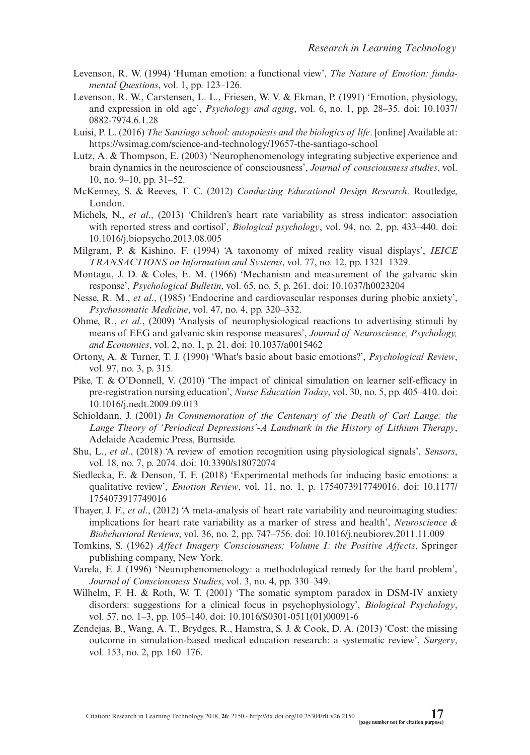Levenson, R. W. (1994) 'Human emotion: a functional view', *The Nature of Emotion: fundamental Questions*, vol. 1, pp. 123–126.

Levenson, R. W., Carstensen, L. L., Friesen, W. V. & Ekman, P. (1991) 'Emotion, physiology, and expression in old age', *Psychology and aging*, vol. 6, no. 1, pp. 28–35. doi: 10.1037/0882-7974.6.1.28

Luisi, P. L. (2016) *The Santiago school: autopoiesis and the biologics of life*. [online] Available at: https://wsimag.com/science-and-technology/19657-the-santiago-school

Lutz, A. & Thompson, E. (2003) 'Neurophenomenology integrating subjective experience and brain dynamics in the neuroscience of consciousness', *Journal of consciousness studies*, vol. 10, no. 9–10, pp. 31–52.

McKenney, S. & Reeves, T. C. (2012) *Conducting Educational Design Research*. Routledge, London.

Michels, N., *et al*., (2013) 'Children's heart rate variability as stress indicator: association with reported stress and cortisol', *Biological psychology*, vol. 94, no. 2, pp. 433–440. doi: 10.1016/j.biopsycho.2013.08.005

Milgram, P. & Kishino, F. (1994) 'A taxonomy of mixed reality visual displays', *IEICE TRANSACTIONS on Information and Systems*, vol. 77, no. 12, pp. 1321–1329.

Montagu, J. D. & Coles, E. M. (1966) 'Mechanism and measurement of the galvanic skin response', *Psychological Bulletin*, vol. 65, no. 5, p. 261. doi: 10.1037/h0023204

Nesse, R. M., *et al*., (1985) 'Endocrine and cardiovascular responses during phobic anxiety', *Psychosomatic Medicine*, vol. 47, no. 4, pp. 320–332.

Ohme, R., *et al*., (2009) 'Analysis of neurophysiological reactions to advertising stimuli by means of EEG and galvanic skin response measures', *Journal of Neuroscience, Psychology, and Economics*, vol. 2, no. 1, p. 21. doi: 10.1037/a0015462

Ortony, A. & Turner, T. J. (1990) 'What's basic about basic emotions?', *Psychological Review*, vol. 97, no. 3, p. 315.

Pike, T. & O'Donnell, V. (2010) 'The impact of clinical simulation on learner self-efficacy in pre-registration nursing education', *Nurse Education Today*, vol. 30, no. 5, pp. 405–410. doi: 10.1016/j.nedt.2009.09.013

Schioldann, J. (2001) *In Commemoration of the Centenary of the Death of Carl Lange: the Lange Theory of 'Periodical Depressions'-A Landmark in the History of Lithium Therapy*, Adelaide Academic Press, Burnside.

Shu, L., *et al*., (2018) 'A review of emotion recognition using physiological signals', *Sensors*, vol. 18, no. 7, p. 2074. doi: 10.3390/s18072074

Siedlecka, E. & Denson, T. F. (2018) 'Experimental methods for inducing basic emotions: a qualitative review', *Emotion Review*, vol. 11, no. 1, p. 1754073917749016. doi: 10.1177/1754073917749016

Thayer, J. F., *et al*., (2012) 'A meta-analysis of heart rate variability and neuroimaging studies: implications for heart rate variability as a marker of stress and health', *Neuroscience & Biobehavioral Reviews*, vol. 36, no. 2, pp. 747–756. doi: 10.1016/j.neubiorev.2011.11.009

Tomkins, S. (1962) *Affect Imagery Consciousness: Volume I: the Positive Affects*, Springer publishing company, New York.

Varela, F. J. (1996) 'Neurophenomenology: a methodological remedy for the hard problem', *Journal of Consciousness Studies*, vol. 3, no. 4, pp. 330–349.

Wilhelm, F. H. & Roth, W. T. (2001) 'The somatic symptom paradox in DSM-IV anxiety disorders: suggestions for a clinical focus in psychophysiology', *Biological Psychology*, vol. 57, no. 1–3, pp. 105–140. doi: 10.1016/S0301-0511(01)00091-6

Zendejas, B., Wang, A. T., Brydges, R., Hamstra, S. J. & Cook, D. A. (2013) 'Cost: the missing outcome in simulation-based medical education research: a systematic review', *Surgery*, vol. 153, no. 2, pp. 160–176.